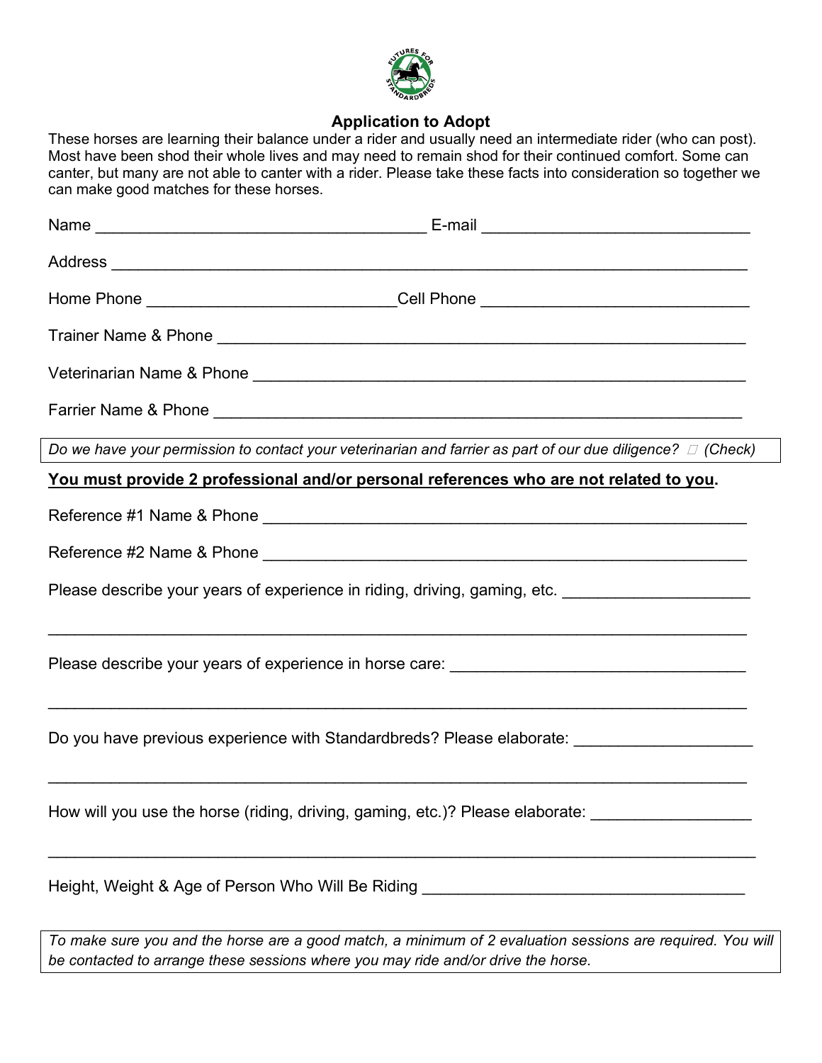## Application to Adopt

These horses are learning their balance under a rider and usually need an intermediate rider (who can post). Most have been shod their whole lives and may need to remain shod for their continued comfort. Some can canter, but many are not able to canter with a rider. Please take these facts into consideration so together we can make good matches for these horses.

Name ____________________________________ E-mail ______________________________

Address _______________________________________________________________________

Home Phone ____________________________Cell Phone ______________________________

Trainer Name & Phone ____________________________________________________________

Veterinarian Name & Phone ________________________________________________________

Farrier Name & Phone ____________________________________________________________

*Do we have your permission to contact your veterinarian and farrier as part of our due diligence? ☐ (Check)*

**<u>You must provide 2 professional and/or personal references who are not related to you</u>.**

Reference #1 Name & Phone _______________________________________________________

Reference #2 Name & Phone _______________________________________________________

Please describe your years of experience in riding, driving, gaming, etc. _____________________

_______________________________________________________________________________

Please describe your years of experience in horse care: _________________________________

_______________________________________________________________________________

Do you have previous experience with Standardbreds? Please elaborate: ____________________

_______________________________________________________________________________

How will you use the horse (riding, driving, gaming, etc.)? Please elaborate: _________________

_______________________________________________________________________________

Height, Weight & Age of Person Who Will Be Riding ____________________________________

*To make sure you and the horse are a good match, a minimum of 2 evaluation sessions are required. You will be contacted to arrange these sessions where you may ride and/or drive the horse.*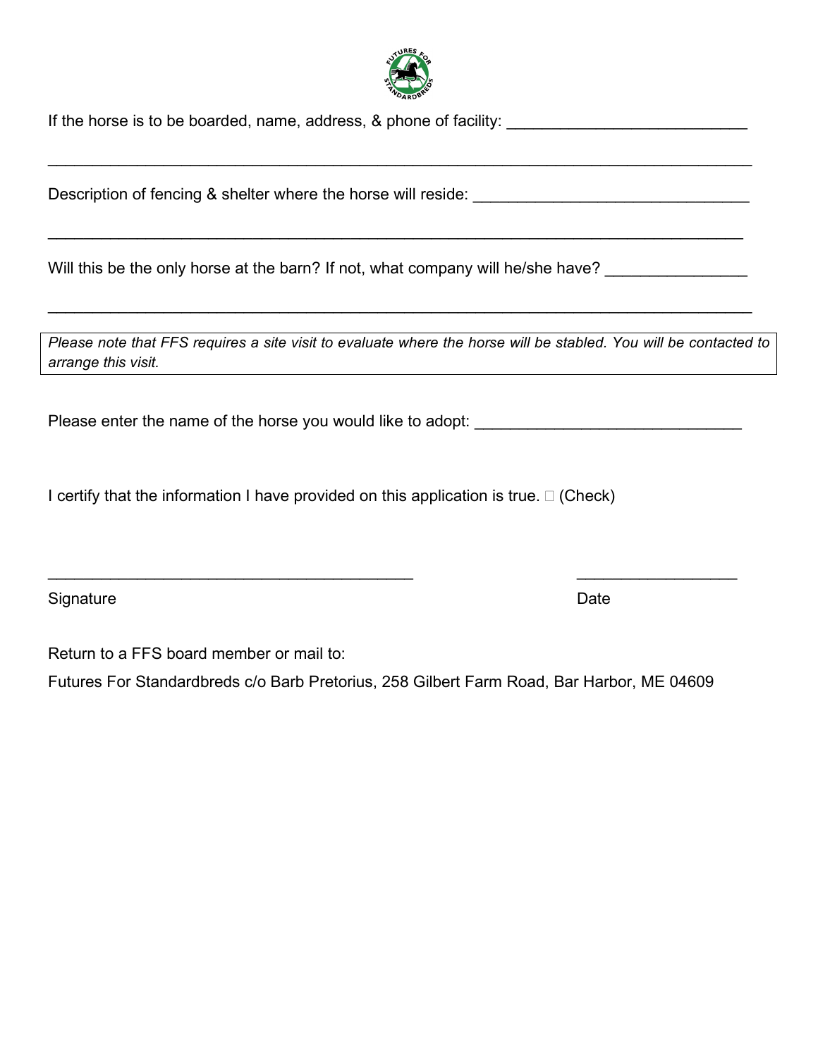If the horse is to be boarded, name, address, & phone of facility: ___________________________

_______________________________________________________________________________

Description of fencing & shelter where the horse will reside: _______________________________

_______________________________________________________________________________

Will this be the only horse at the barn? If not, what company will he/she have? ________________

_______________________________________________________________________________

*Please note that FFS requires a site visit to evaluate where the horse will be stabled. You will be contacted to arrange this visit.*

Please enter the name of the horse you would like to adopt: ______________________________

I certify that the information I have provided on this application is true. ☐ (Check)

_________________________________________ __________________

Signature Date

Return to a FFS board member or mail to:

Futures For Standardbreds c/o Barb Pretorius, 258 Gilbert Farm Road, Bar Harbor, ME 04609